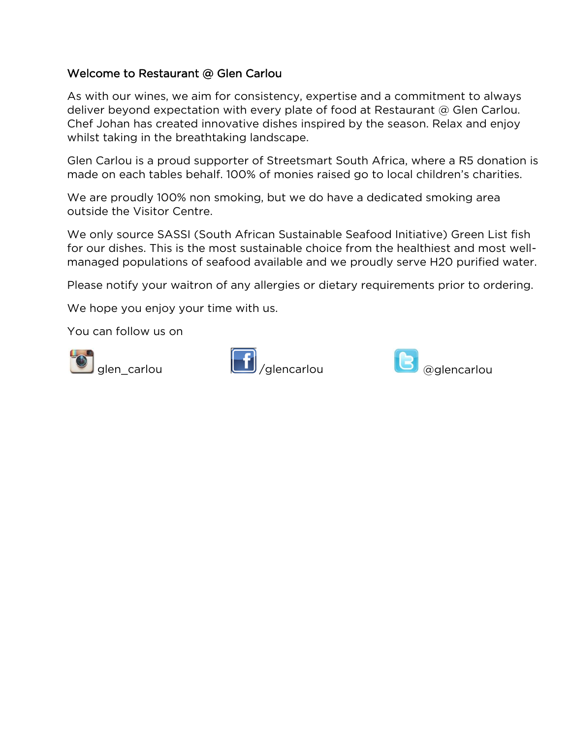## Welcome to Restaurant @ Glen Carlou

As with our wines, we aim for consistency, expertise and a commitment to always deliver beyond expectation with every plate of food at Restaurant @ Glen Carlou. Chef Johan has created innovative dishes inspired by the season. Relax and enjoy whilst taking in the breathtaking landscape.

Glen Carlou is a proud supporter of Streetsmart South Africa, where a R5 donation is made on each tables behalf. 100% of monies raised go to local children's charities.

We are proudly 100% non smoking, but we do have a dedicated smoking area outside the Visitor Centre.

We only source SASSI (South African Sustainable Seafood Initiative) Green List fish for our dishes. This is the most sustainable choice from the healthiest and most well-managed populations of seafood available and we proudly serve H20 purified water.

Please notify your waitron of any allergies or dietary requirements prior to ordering.

We hope you enjoy your time with us.

You can follow us on

glen_carlou /glencarlou @glencarlou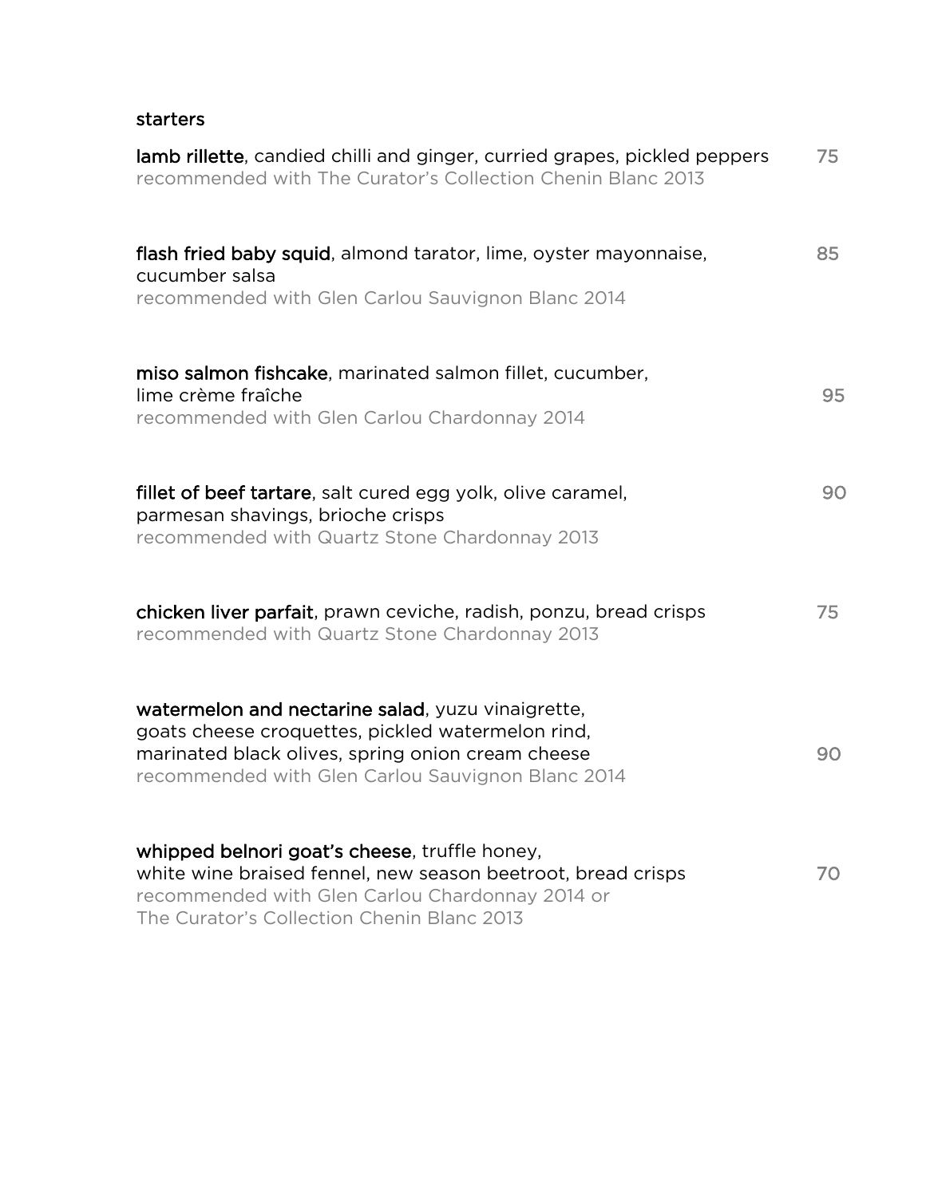## starters

**lamb rillette**, candied chilli and ginger, curried grapes, pickled peppers — 75
recommended with The Curator's Collection Chenin Blanc 2013

**flash fried baby squid**, almond tarator, lime, oyster mayonnaise, cucumber salsa — 85
recommended with Glen Carlou Sauvignon Blanc 2014

**miso salmon fishcake**, marinated salmon fillet, cucumber, lime crème fraîche — 95
recommended with Glen Carlou Chardonnay 2014

**fillet of beef tartare**, salt cured egg yolk, olive caramel, parmesan shavings, brioche crisps — 90
recommended with Quartz Stone Chardonnay 2013

**chicken liver parfait**, prawn ceviche, radish, ponzu, bread crisps — 75
recommended with Quartz Stone Chardonnay 2013

**watermelon and nectarine salad**, yuzu vinaigrette, goats cheese croquettes, pickled watermelon rind, marinated black olives, spring onion cream cheese — 90
recommended with Glen Carlou Sauvignon Blanc 2014

**whipped belnori goat's cheese**, truffle honey, white wine braised fennel, new season beetroot, bread crisps — 70
recommended with Glen Carlou Chardonnay 2014 or The Curator's Collection Chenin Blanc 2013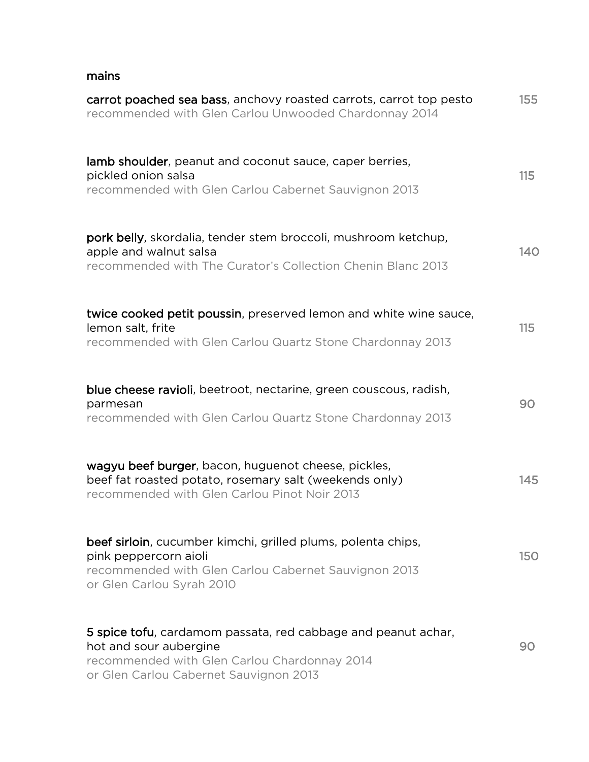## mains

**carrot poached sea bass**, anchovy roasted carrots, carrot top pesto — 155
recommended with Glen Carlou Unwooded Chardonnay 2014

**lamb shoulder**, peanut and coconut sauce, caper berries, pickled onion salsa — 115
recommended with Glen Carlou Cabernet Sauvignon 2013

**pork belly**, skordalia, tender stem broccoli, mushroom ketchup, apple and walnut salsa — 140
recommended with The Curator's Collection Chenin Blanc 2013

**twice cooked petit poussin**, preserved lemon and white wine sauce, lemon salt, frite — 115
recommended with Glen Carlou Quartz Stone Chardonnay 2013

**blue cheese ravioli**, beetroot, nectarine, green couscous, radish, parmesan — 90
recommended with Glen Carlou Quartz Stone Chardonnay 2013

**wagyu beef burger**, bacon, huguenot cheese, pickles, beef fat roasted potato, rosemary salt (weekends only) — 145
recommended with Glen Carlou Pinot Noir 2013

**beef sirloin**, cucumber kimchi, grilled plums, polenta chips, pink peppercorn aioli — 150
recommended with Glen Carlou Cabernet Sauvignon 2013
or Glen Carlou Syrah 2010

**5 spice tofu**, cardamom passata, red cabbage and peanut achar, hot and sour aubergine — 90
recommended with Glen Carlou Chardonnay 2014
or Glen Carlou Cabernet Sauvignon 2013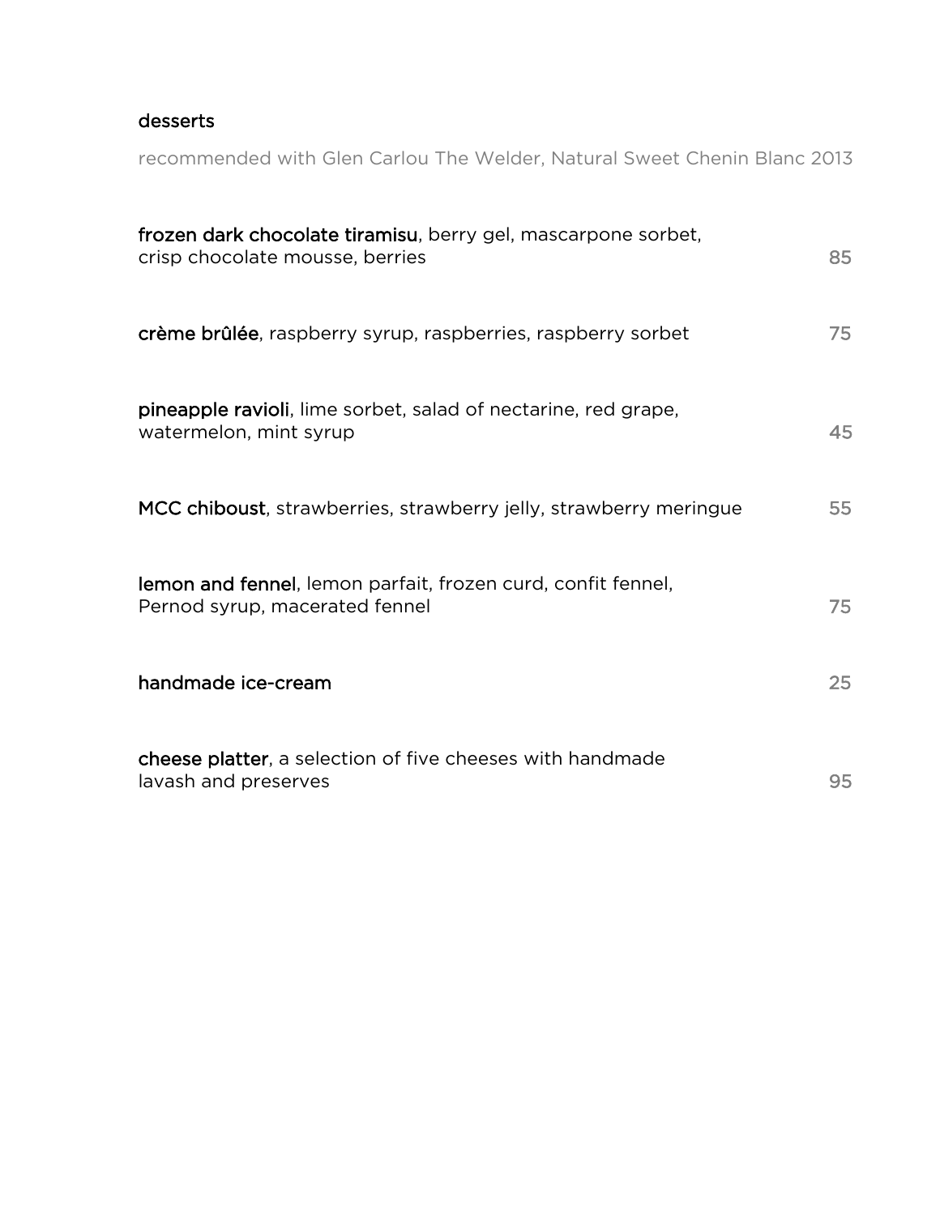## desserts

recommended with Glen Carlou The Welder, Natural Sweet Chenin Blanc 2013

**frozen dark chocolate tiramisu**, berry gel, mascarpone sorbet, crisp chocolate mousse, berries — 85

**crème brûlée**, raspberry syrup, raspberries, raspberry sorbet — 75

**pineapple ravioli**, lime sorbet, salad of nectarine, red grape, watermelon, mint syrup — 45

**MCC chiboust**, strawberries, strawberry jelly, strawberry meringue — 55

**lemon and fennel**, lemon parfait, frozen curd, confit fennel, Pernod syrup, macerated fennel — 75

**handmade ice-cream** — 25

**cheese platter**, a selection of five cheeses with handmade lavash and preserves — 95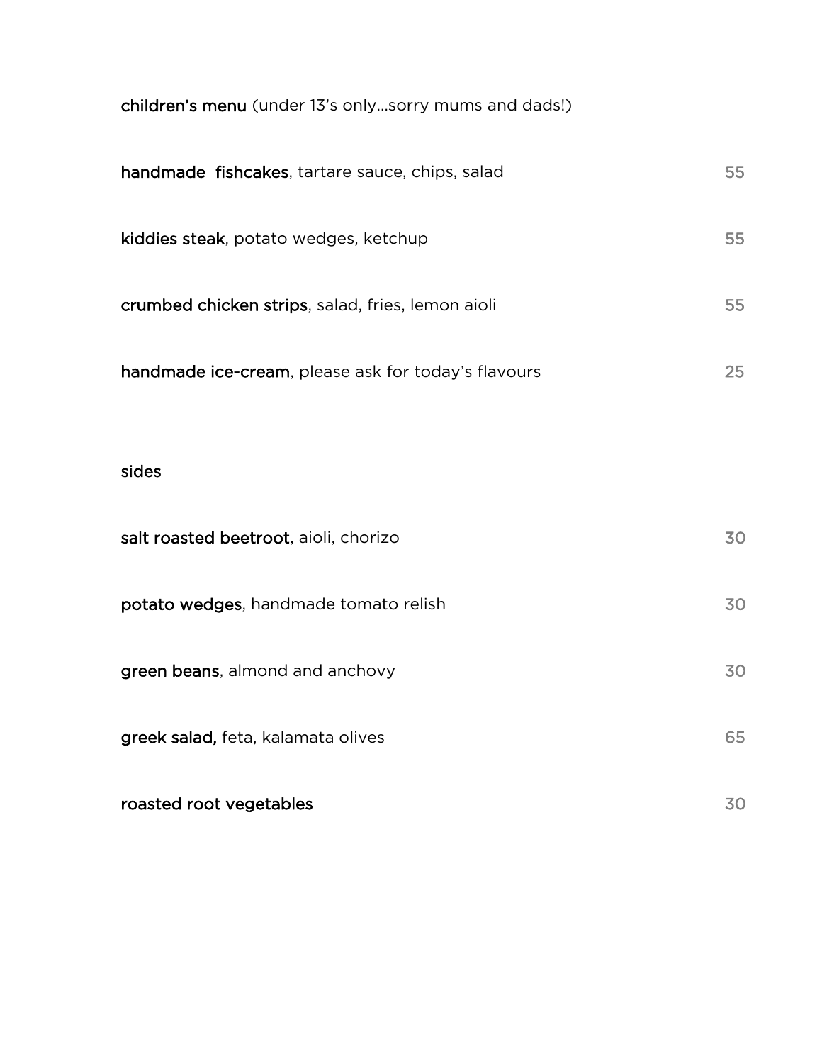## children's menu (under 13's only…sorry mums and dads!)

**handmade fishcakes**, tartare sauce, chips, salad 55

**kiddies steak**, potato wedges, ketchup 55

**crumbed chicken strips**, salad, fries, lemon aioli 55

**handmade ice-cream**, please ask for today's flavours 25

## sides

**salt roasted beetroot**, aioli, chorizo 30

**potato wedges**, handmade tomato relish 30

**green beans**, almond and anchovy 30

**greek salad,** feta, kalamata olives 65

**roasted root vegetables** 30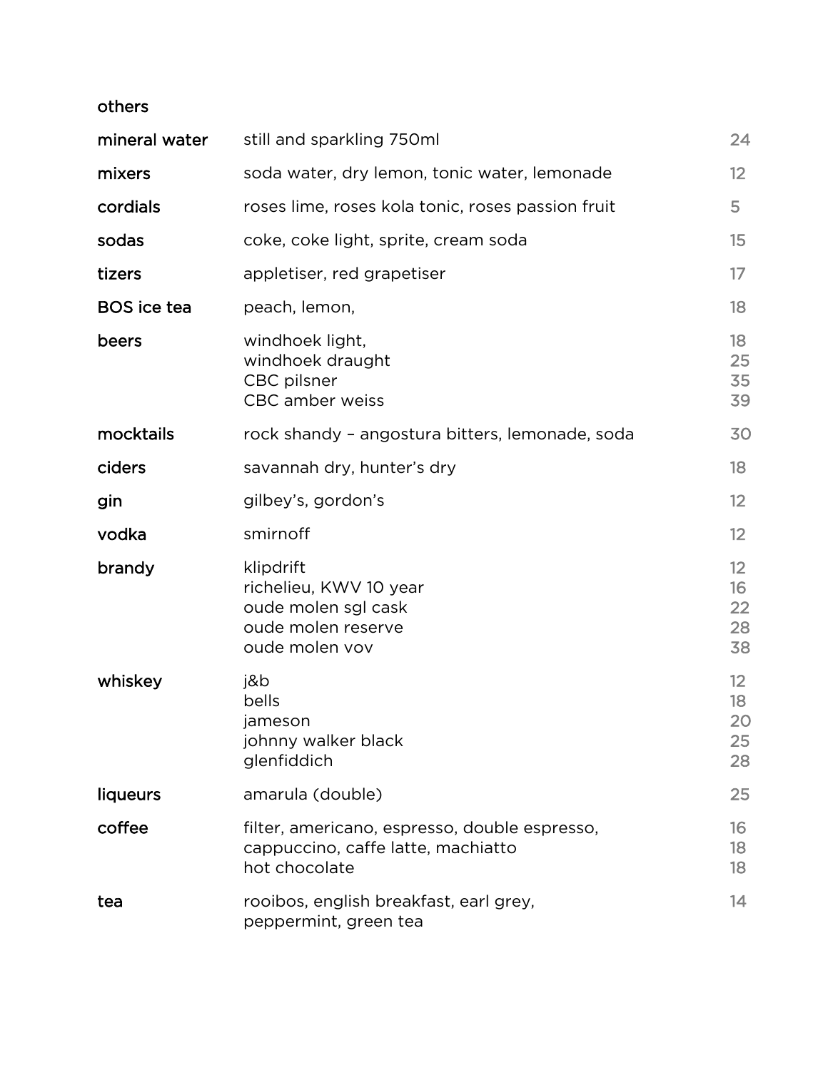## others

| | | |
|---|---|---|
| mineral water | still and sparkling 750ml | 24 |
| mixers | soda water, dry lemon, tonic water, lemonade | 12 |
| cordials | roses lime, roses kola tonic, roses passion fruit | 5 |
| sodas | coke, coke light, sprite, cream soda | 15 |
| tizers | appletiser, red grapetiser | 17 |
| BOS ice tea | peach, lemon, | 18 |
| beers | windhoek light, | 18 |
| | windhoek draught | 25 |
| | CBC pilsner | 35 |
| | CBC amber weiss | 39 |
| mocktails | rock shandy – angostura bitters, lemonade, soda | 30 |
| ciders | savannah dry, hunter's dry | 18 |
| gin | gilbey's, gordon's | 12 |
| vodka | smirnoff | 12 |
| brandy | klipdrift | 12 |
| | richelieu, KWV 10 year | 16 |
| | oude molen sgl cask | 22 |
| | oude molen reserve | 28 |
| | oude molen vov | 38 |
| whiskey | j&b | 12 |
| | bells | 18 |
| | jameson | 20 |
| | johnny walker black | 25 |
| | glenfiddich | 28 |
| liqueurs | amarula (double) | 25 |
| coffee | filter, americano, espresso, double espresso, | 16 |
| | cappuccino, caffe latte, machiatto | 18 |
| | hot chocolate | 18 |
| tea | rooibos, english breakfast, earl grey, peppermint, green tea | 14 |